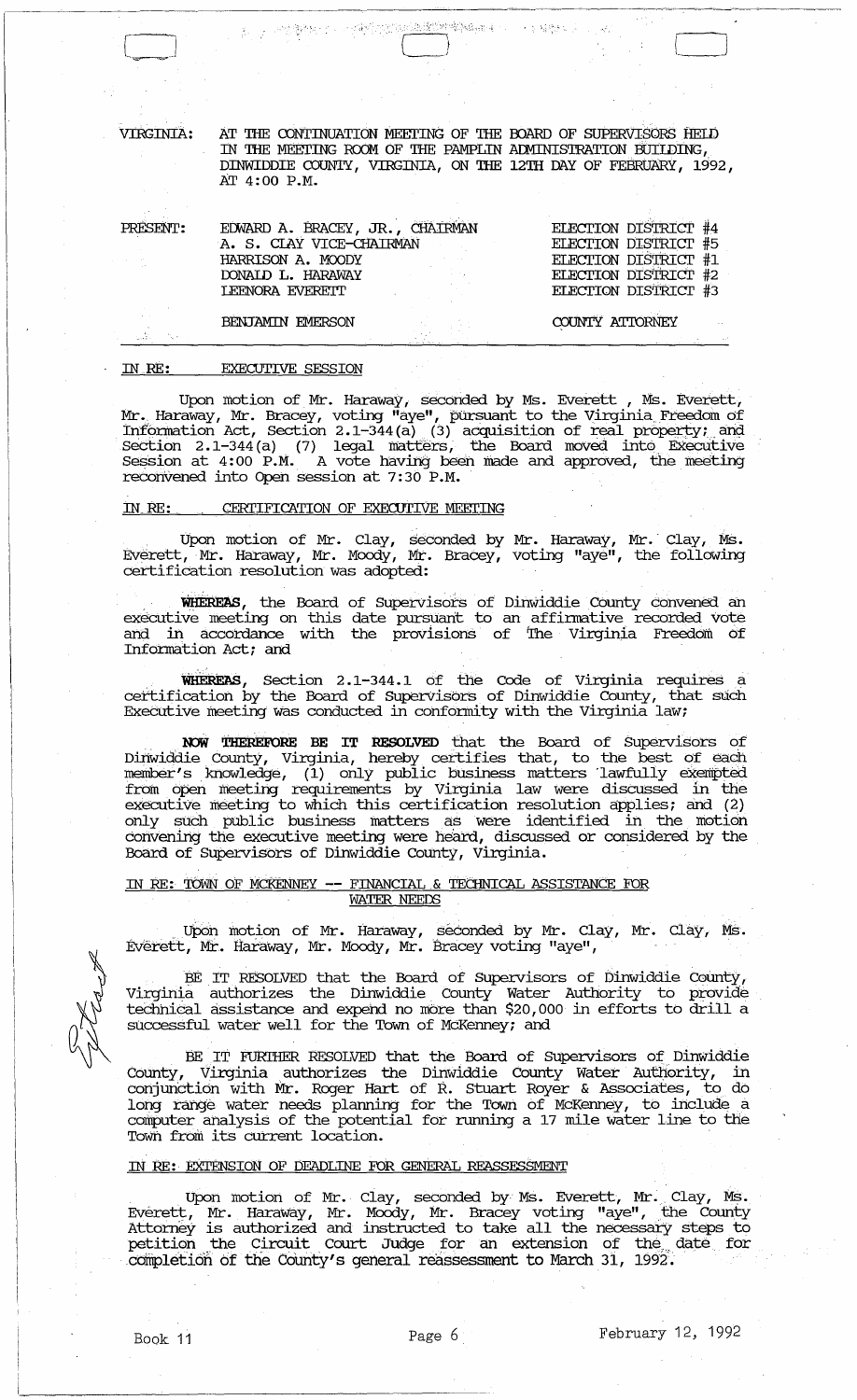VIRGINIA: AT THE CONTINUATION MEETING OF THE BOARD OF SUPERVISORS HELD IN THE MEETING ROOM OF THE PAMPLIN ADMINISTRATION BUILDING, DINWIDDIE COUNTY, VIRGINIA, ON THE 12TH DAY OF FEBRUARY, 1992, AT 4:00 P.M.

| PRESENT: | | |
|---|---|---|
| | EDWARD A. BRACEY, JR., CHAIRMAN | ELECTION DISTRICT #4 |
| | A. S. CLAY VICE-CHAIRMAN | ELECTION DISTRICT #5 |
| | HARRISON A. MOODY | ELECTION DISTRICT #1 |
| | DONALD L. HARAWAY | ELECTION DISTRICT #2 |
| | LEENORA EVERETT | ELECTION DISTRICT #3 |
| | BENJAMIN EMERSON | COUNTY ATTORNEY |

IN RE: EXECUTIVE SESSION

Upon motion of Mr. Haraway, seconded by Ms. Everett , Ms. Everett, Mr. Haraway, Mr. Bracey, voting "aye", pursuant to the Virginia Freedom of Information Act, Section 2.1-344(a) (3) acquisition of real property; and Section 2.1-344(a) (7) legal matters, the Board moved into Executive Session at 4:00 P.M. A vote having been made and approved, the meeting reconvened into Open session at 7:30 P.M.

IN RE: CERTIFICATION OF EXECUTIVE MEETING

Upon motion of Mr. Clay, seconded by Mr. Haraway, Mr. Clay, Ms. Everett, Mr. Haraway, Mr. Moody, Mr. Bracey, voting "aye", the following certification resolution was adopted:

**WHEREAS**, the Board of Supervisors of Dinwiddie County convened an executive meeting on this date pursuant to an affirmative recorded vote and in accordance with the provisions of The Virginia Freedom of Information Act; and

**WHEREAS**, Section 2.1-344.1 of the Code of Virginia requires a certification by the Board of Supervisors of Dinwiddie County, that such Executive meeting was conducted in conformity with the Virginia law;

**NOW THEREFORE BE IT RESOLVED** that the Board of Supervisors of Dinwiddie County, Virginia, hereby certifies that, to the best of each member's knowledge, (1) only public business matters lawfully exempted from open meeting requirements by Virginia law were discussed in the executive meeting to which this certification resolution applies; and (2) only such public business matters as were identified in the motion convening the executive meeting were heard, discussed or considered by the Board of Supervisors of Dinwiddie County, Virginia.

IN RE: TOWN OF MCKENNEY -- FINANCIAL & TECHNICAL ASSISTANCE FOR WATER NEEDS

Upon motion of Mr. Haraway, seconded by Mr. Clay, Mr. Clay, Ms. Everett, Mr. Haraway, Mr. Moody, Mr. Bracey voting "aye",

BE IT RESOLVED that the Board of Supervisors of Dinwiddie County, Virginia authorizes the Dinwiddie County Water Authority to provide technical assistance and expend no more than $20,000 in efforts to drill a successful water well for the Town of McKenney; and

BE IT FURTHER RESOLVED that the Board of Supervisors of Dinwiddie County, Virginia authorizes the Dinwiddie County Water Authority, in conjunction with Mr. Roger Hart of R. Stuart Royer & Associates, to do long range water needs planning for the Town of McKenney, to include a computer analysis of the potential for running a 17 mile water line to the Town from its current location.

IN RE: EXTENSION OF DEADLINE FOR GENERAL REASSESSMENT

Upon motion of Mr. Clay, seconded by Ms. Everett, Mr. Clay, Ms. Everett, Mr. Haraway, Mr. Moody, Mr. Bracey voting "aye", the County Attorney is authorized and instructed to take all the necessary steps to petition the Circuit Court Judge for an extension of the date for completion of the County's general reassessment to March 31, 1992.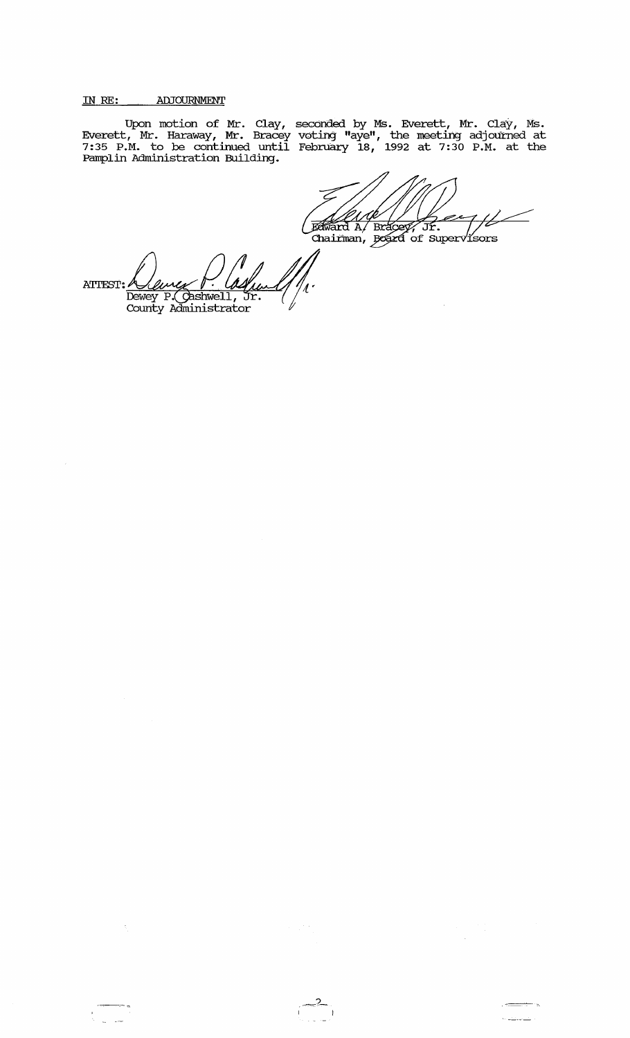IN RE: ADJOURNMENT

Upon motion of Mr. Clay, seconded by Ms. Everett, Mr. Clay, Ms. Everett, Mr. Haraway, Mr. Bracey voting "aye", the meeting adjourned at 7:35 P.M. to be continued until February 18, 1992 at 7:30 P.M. at the Pamplin Administration Building.

Edward A. Bracey, Jr.
Chairman, Board of Supervisors

ATTEST: Dewey P. Cashwell, Jr.
County Administrator